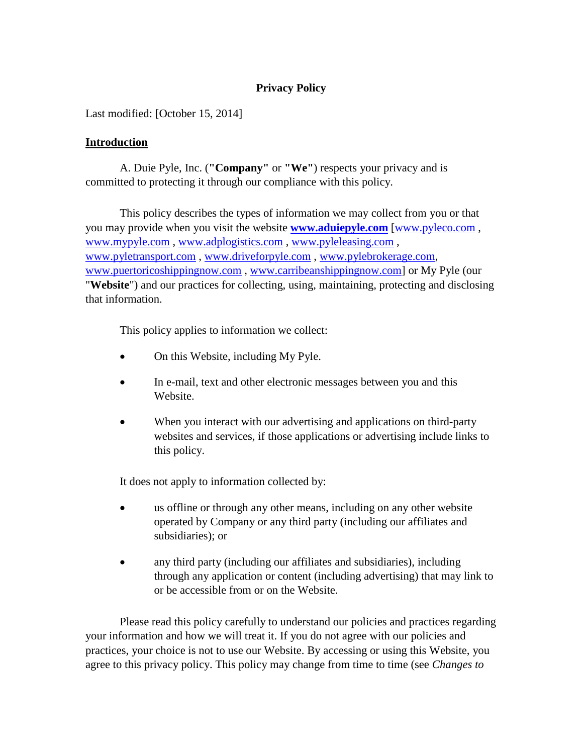# Privacy Policy

Last modified: [October 15, 2014]

## Introduction

A. Duie Pyle, Inc. (**"Company"** or **"We"**) respects your privacy and is committed to protecting it through our compliance with this policy.

This policy describes the types of information we may collect from you or that you may provide when you visit the website **www.aduiepyle.com** [www.pyleco.com , www.mypyle.com , www.adplogistics.com , www.pyleleasing.com , www.pyletransport.com , www.driveforpyle.com , www.pylebrokerage.com, www.puertoricoshippingnow.com , www.carribeanshippingnow.com] or My Pyle (our "**Website**") and our practices for collecting, using, maintaining, protecting and disclosing that information.

This policy applies to information we collect:

- On this Website, including My Pyle.
- In e-mail, text and other electronic messages between you and this Website.
- When you interact with our advertising and applications on third-party websites and services, if those applications or advertising include links to this policy.

It does not apply to information collected by:

- us offline or through any other means, including on any other website operated by Company or any third party (including our affiliates and subsidiaries); or
- any third party (including our affiliates and subsidiaries), including through any application or content (including advertising) that may link to or be accessible from or on the Website.

Please read this policy carefully to understand our policies and practices regarding your information and how we will treat it. If you do not agree with our policies and practices, your choice is not to use our Website. By accessing or using this Website, you agree to this privacy policy. This policy may change from time to time (see *Changes to*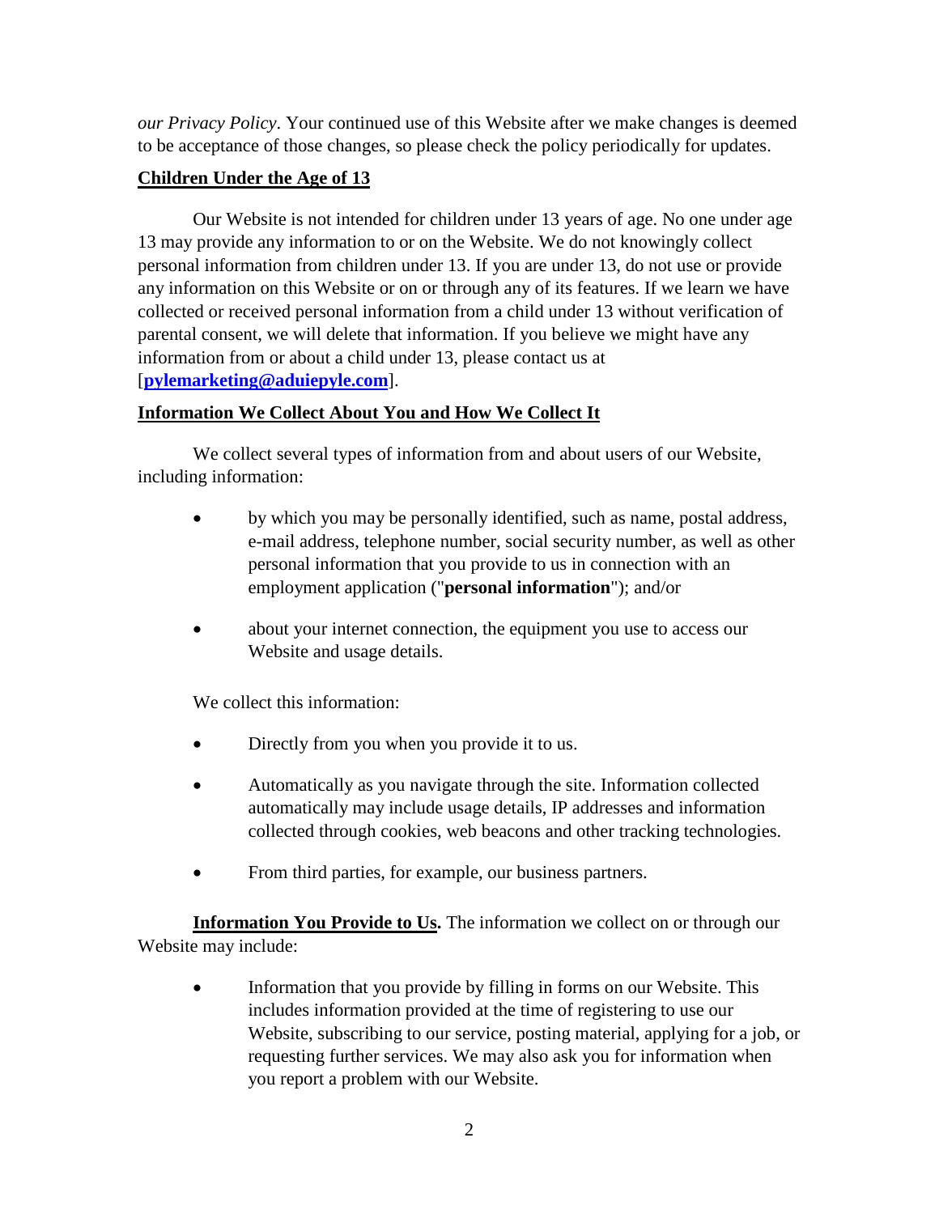*our Privacy Policy*. Your continued use of this Website after we make changes is deemed to be acceptance of those changes, so please check the policy periodically for updates.

## Children Under the Age of 13

Our Website is not intended for children under 13 years of age. No one under age 13 may provide any information to or on the Website. We do not knowingly collect personal information from children under 13. If you are under 13, do not use or provide any information on this Website or on or through any of its features. If we learn we have collected or received personal information from a child under 13 without verification of parental consent, we will delete that information. If you believe we might have any information from or about a child under 13, please contact us at [**pylemarketing@aduiepyle.com**].

## Information We Collect About You and How We Collect It

We collect several types of information from and about users of our Website, including information:

- by which you may be personally identified, such as name, postal address, e-mail address, telephone number, social security number, as well as other personal information that you provide to us in connection with an employment application ("**personal information**"); and/or
- about your internet connection, the equipment you use to access our Website and usage details.

We collect this information:

- Directly from you when you provide it to us.
- Automatically as you navigate through the site. Information collected automatically may include usage details, IP addresses and information collected through cookies, web beacons and other tracking technologies.
- From third parties, for example, our business partners.

**Information You Provide to Us.** The information we collect on or through our Website may include:

- Information that you provide by filling in forms on our Website. This includes information provided at the time of registering to use our Website, subscribing to our service, posting material, applying for a job, or requesting further services. We may also ask you for information when you report a problem with our Website.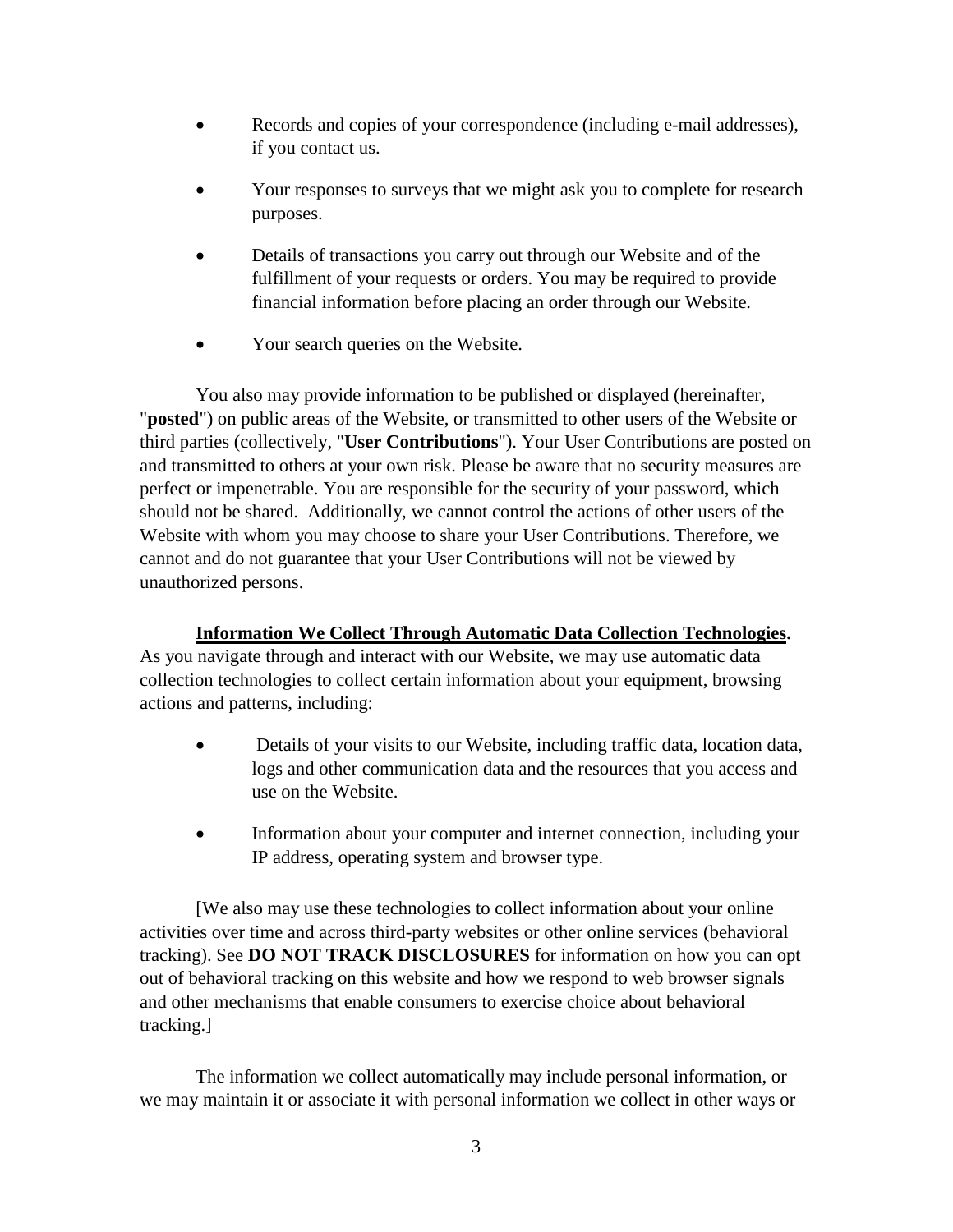- Records and copies of your correspondence (including e-mail addresses), if you contact us.
- Your responses to surveys that we might ask you to complete for research purposes.
- Details of transactions you carry out through our Website and of the fulfillment of your requests or orders. You may be required to provide financial information before placing an order through our Website.
- Your search queries on the Website.

You also may provide information to be published or displayed (hereinafter, "**posted**") on public areas of the Website, or transmitted to other users of the Website or third parties (collectively, "**User Contributions**"). Your User Contributions are posted on and transmitted to others at your own risk. Please be aware that no security measures are perfect or impenetrable. You are responsible for the security of your password, which should not be shared. Additionally, we cannot control the actions of other users of the Website with whom you may choose to share your User Contributions. Therefore, we cannot and do not guarantee that your User Contributions will not be viewed by unauthorized persons.

**Information We Collect Through Automatic Data Collection Technologies.** As you navigate through and interact with our Website, we may use automatic data collection technologies to collect certain information about your equipment, browsing actions and patterns, including:

- Details of your visits to our Website, including traffic data, location data, logs and other communication data and the resources that you access and use on the Website.
- Information about your computer and internet connection, including your IP address, operating system and browser type.

[We also may use these technologies to collect information about your online activities over time and across third-party websites or other online services (behavioral tracking). See **DO NOT TRACK DISCLOSURES** for information on how you can opt out of behavioral tracking on this website and how we respond to web browser signals and other mechanisms that enable consumers to exercise choice about behavioral tracking.]

The information we collect automatically may include personal information, or we may maintain it or associate it with personal information we collect in other ways or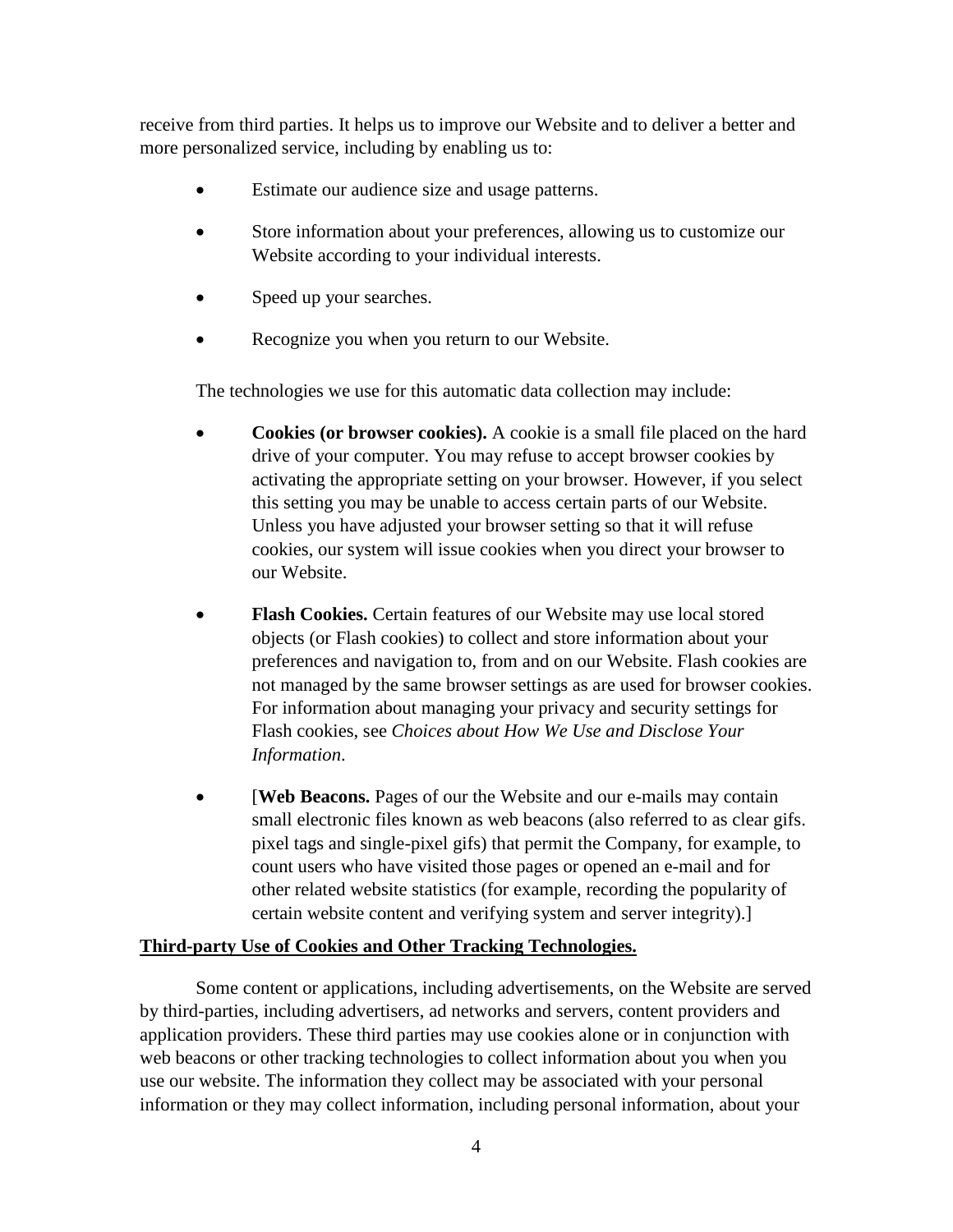receive from third parties. It helps us to improve our Website and to deliver a better and more personalized service, including by enabling us to:

- Estimate our audience size and usage patterns.
- Store information about your preferences, allowing us to customize our Website according to your individual interests.
- Speed up your searches.
- Recognize you when you return to our Website.

The technologies we use for this automatic data collection may include:

- **Cookies (or browser cookies).** A cookie is a small file placed on the hard drive of your computer. You may refuse to accept browser cookies by activating the appropriate setting on your browser. However, if you select this setting you may be unable to access certain parts of our Website. Unless you have adjusted your browser setting so that it will refuse cookies, our system will issue cookies when you direct your browser to our Website.
- **Flash Cookies.** Certain features of our Website may use local stored objects (or Flash cookies) to collect and store information about your preferences and navigation to, from and on our Website. Flash cookies are not managed by the same browser settings as are used for browser cookies. For information about managing your privacy and security settings for Flash cookies, see *Choices about How We Use and Disclose Your Information*.
- [**Web Beacons.** Pages of our the Website and our e-mails may contain small electronic files known as web beacons (also referred to as clear gifs. pixel tags and single-pixel gifs) that permit the Company, for example, to count users who have visited those pages or opened an e-mail and for other related website statistics (for example, recording the popularity of certain website content and verifying system and server integrity).]

**<u>Third-party Use of Cookies and Other Tracking Technologies.</u>**

Some content or applications, including advertisements, on the Website are served by third-parties, including advertisers, ad networks and servers, content providers and application providers. These third parties may use cookies alone or in conjunction with web beacons or other tracking technologies to collect information about you when you use our website. The information they collect may be associated with your personal information or they may collect information, including personal information, about your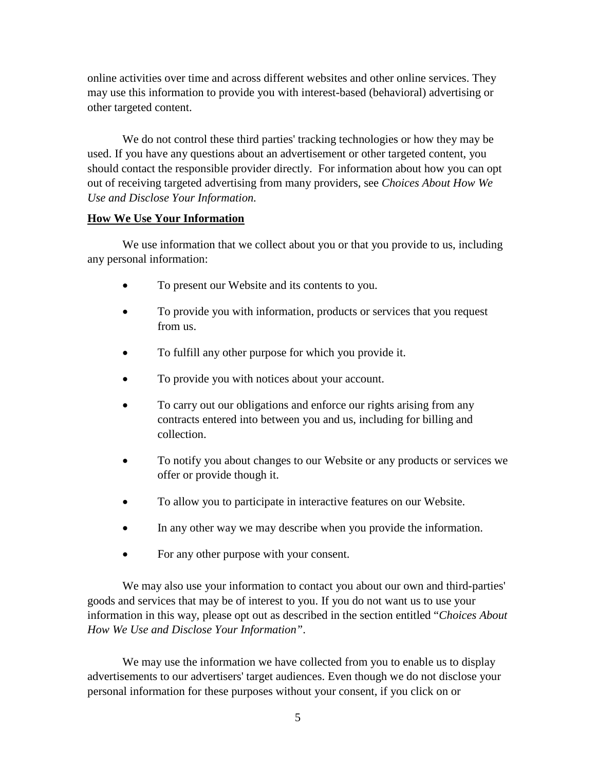online activities over time and across different websites and other online services. They may use this information to provide you with interest-based (behavioral) advertising or other targeted content.

We do not control these third parties' tracking technologies or how they may be used. If you have any questions about an advertisement or other targeted content, you should contact the responsible provider directly. For information about how you can opt out of receiving targeted advertising from many providers, see *Choices About How We Use and Disclose Your Information.*

**How We Use Your Information**

We use information that we collect about you or that you provide to us, including any personal information:

- To present our Website and its contents to you.
- To provide you with information, products or services that you request from us.
- To fulfill any other purpose for which you provide it.
- To provide you with notices about your account.
- To carry out our obligations and enforce our rights arising from any contracts entered into between you and us, including for billing and collection.
- To notify you about changes to our Website or any products or services we offer or provide though it.
- To allow you to participate in interactive features on our Website.
- In any other way we may describe when you provide the information.
- For any other purpose with your consent.

We may also use your information to contact you about our own and third-parties' goods and services that may be of interest to you. If you do not want us to use your information in this way, please opt out as described in the section entitled "*Choices About How We Use and Disclose Your Information*".

We may use the information we have collected from you to enable us to display advertisements to our advertisers' target audiences. Even though we do not disclose your personal information for these purposes without your consent, if you click on or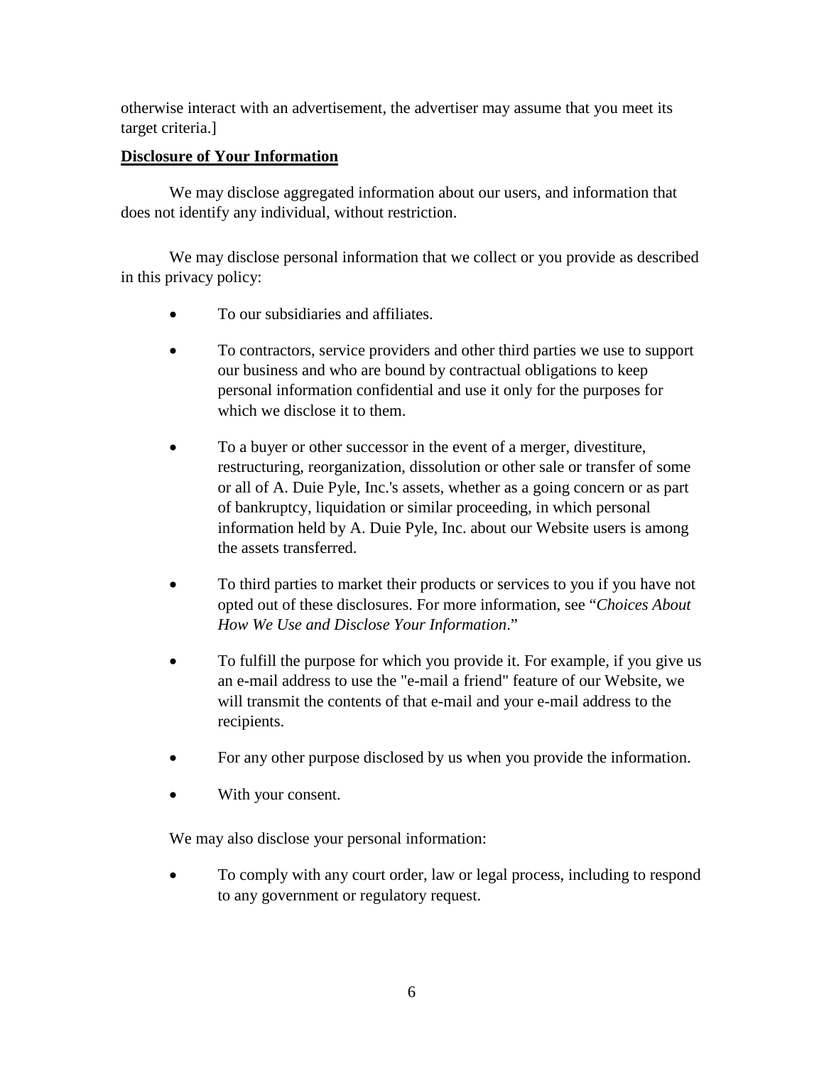otherwise interact with an advertisement, the advertiser may assume that you meet its target criteria.]

**Disclosure of Your Information**

We may disclose aggregated information about our users, and information that does not identify any individual, without restriction.

We may disclose personal information that we collect or you provide as described in this privacy policy:

- To our subsidiaries and affiliates.
- To contractors, service providers and other third parties we use to support our business and who are bound by contractual obligations to keep personal information confidential and use it only for the purposes for which we disclose it to them.
- To a buyer or other successor in the event of a merger, divestiture, restructuring, reorganization, dissolution or other sale or transfer of some or all of A. Duie Pyle, Inc.'s assets, whether as a going concern or as part of bankruptcy, liquidation or similar proceeding, in which personal information held by A. Duie Pyle, Inc. about our Website users is among the assets transferred.
- To third parties to market their products or services to you if you have not opted out of these disclosures. For more information, see "*Choices About How We Use and Disclose Your Information*."
- To fulfill the purpose for which you provide it. For example, if you give us an e-mail address to use the "e-mail a friend" feature of our Website, we will transmit the contents of that e-mail and your e-mail address to the recipients.
- For any other purpose disclosed by us when you provide the information.
- With your consent.

We may also disclose your personal information:

- To comply with any court order, law or legal process, including to respond to any government or regulatory request.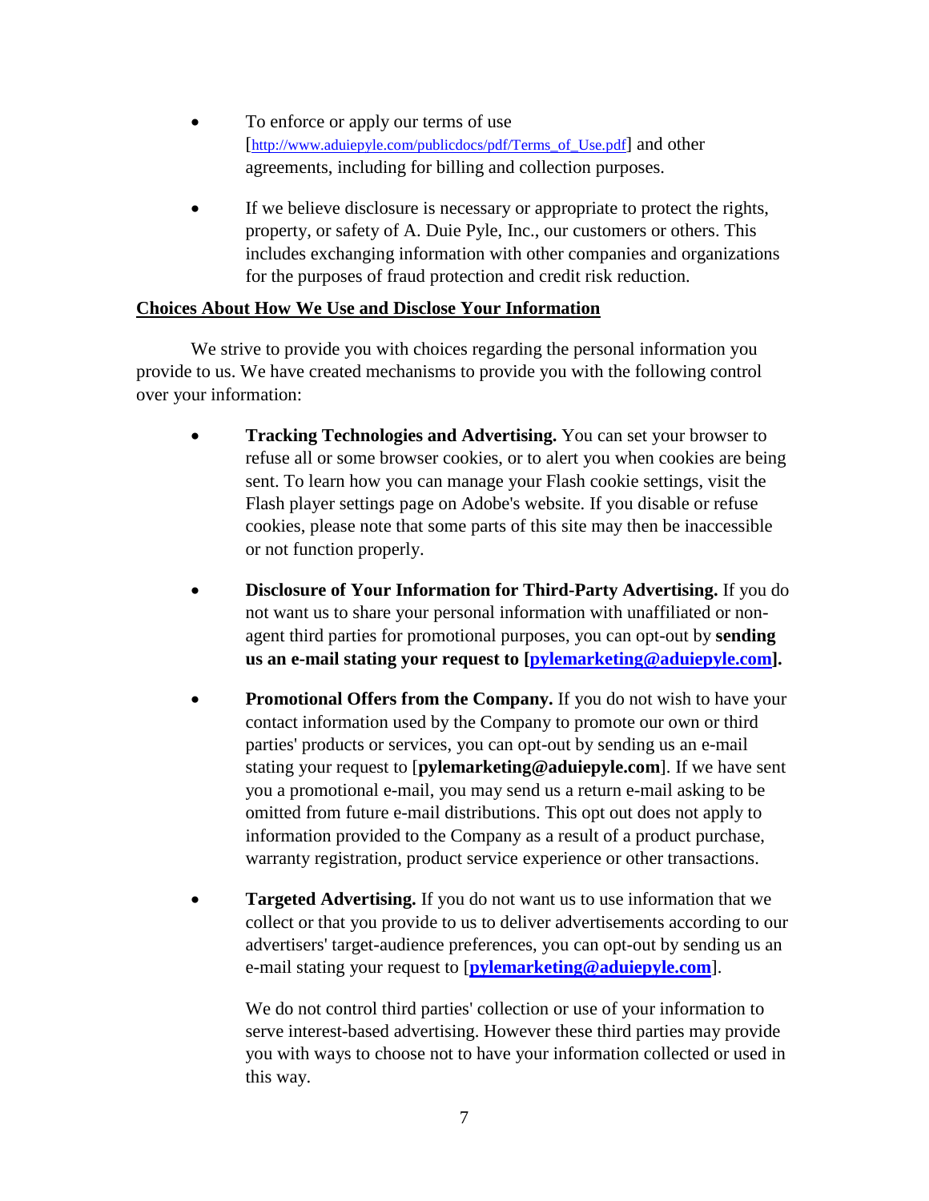- To enforce or apply our terms of use [http://www.aduiepyle.com/publicdocs/pdf/Terms_of_Use.pdf] and other agreements, including for billing and collection purposes.

- If we believe disclosure is necessary or appropriate to protect the rights, property, or safety of A. Duie Pyle, Inc., our customers or others. This includes exchanging information with other companies and organizations for the purposes of fraud protection and credit risk reduction.

**Choices About How We Use and Disclose Your Information**

We strive to provide you with choices regarding the personal information you provide to us. We have created mechanisms to provide you with the following control over your information:

- **Tracking Technologies and Advertising.** You can set your browser to refuse all or some browser cookies, or to alert you when cookies are being sent. To learn how you can manage your Flash cookie settings, visit the Flash player settings page on Adobe's website. If you disable or refuse cookies, please note that some parts of this site may then be inaccessible or not function properly.

- **Disclosure of Your Information for Third-Party Advertising.** If you do not want us to share your personal information with unaffiliated or non-agent third parties for promotional purposes, you can opt-out by **sending us an e-mail stating your request to [pylemarketing@aduiepyle.com].**

- **Promotional Offers from the Company.** If you do not wish to have your contact information used by the Company to promote our own or third parties' products or services, you can opt-out by sending us an e-mail stating your request to [**pylemarketing@aduiepyle.com**]. If we have sent you a promotional e-mail, you may send us a return e-mail asking to be omitted from future e-mail distributions. This opt out does not apply to information provided to the Company as a result of a product purchase, warranty registration, product service experience or other transactions.

- **Targeted Advertising.** If you do not want us to use information that we collect or that you provide to us to deliver advertisements according to our advertisers' target-audience preferences, you can opt-out by sending us an e-mail stating your request to [**pylemarketing@aduiepyle.com**].

  We do not control third parties' collection or use of your information to serve interest-based advertising. However these third parties may provide you with ways to choose not to have your information collected or used in this way.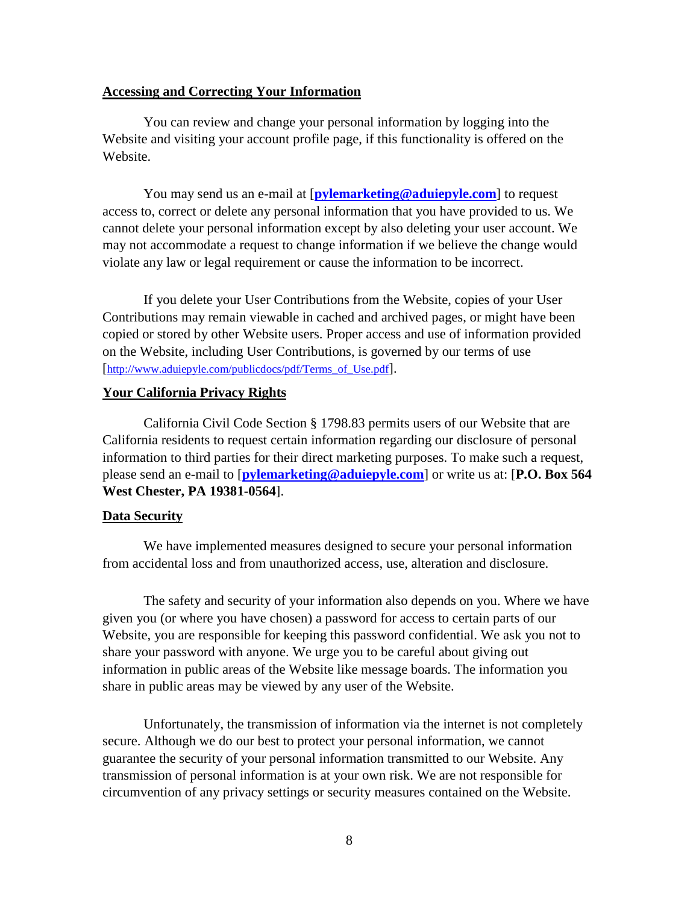## Accessing and Correcting Your Information

You can review and change your personal information by logging into the Website and visiting your account profile page, if this functionality is offered on the Website.

You may send us an e-mail at [**pylemarketing@aduiepyle.com**] to request access to, correct or delete any personal information that you have provided to us. We cannot delete your personal information except by also deleting your user account. We may not accommodate a request to change information if we believe the change would violate any law or legal requirement or cause the information to be incorrect.

If you delete your User Contributions from the Website, copies of your User Contributions may remain viewable in cached and archived pages, or might have been copied or stored by other Website users. Proper access and use of information provided on the Website, including User Contributions, is governed by our terms of use [http://www.aduiepyle.com/publicdocs/pdf/Terms_of_Use.pdf].

## Your California Privacy Rights

California Civil Code Section § 1798.83 permits users of our Website that are California residents to request certain information regarding our disclosure of personal information to third parties for their direct marketing purposes. To make such a request, please send an e-mail to [**pylemarketing@aduiepyle.com**] or write us at: [**P.O. Box 564 West Chester, PA 19381-0564**].

## Data Security

We have implemented measures designed to secure your personal information from accidental loss and from unauthorized access, use, alteration and disclosure.

The safety and security of your information also depends on you. Where we have given you (or where you have chosen) a password for access to certain parts of our Website, you are responsible for keeping this password confidential. We ask you not to share your password with anyone. We urge you to be careful about giving out information in public areas of the Website like message boards. The information you share in public areas may be viewed by any user of the Website.

Unfortunately, the transmission of information via the internet is not completely secure. Although we do our best to protect your personal information, we cannot guarantee the security of your personal information transmitted to our Website. Any transmission of personal information is at your own risk. We are not responsible for circumvention of any privacy settings or security measures contained on the Website.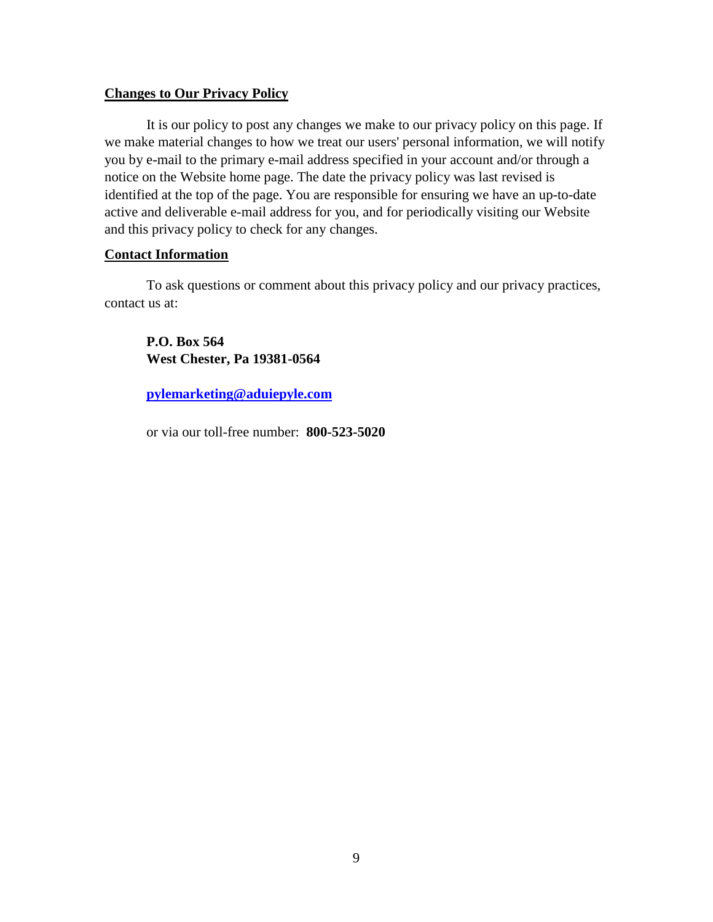## Changes to Our Privacy Policy

It is our policy to post any changes we make to our privacy policy on this page. If we make material changes to how we treat our users' personal information, we will notify you by e-mail to the primary e-mail address specified in your account and/or through a notice on the Website home page. The date the privacy policy was last revised is identified at the top of the page. You are responsible for ensuring we have an up-to-date active and deliverable e-mail address for you, and for periodically visiting our Website and this privacy policy to check for any changes.

## Contact Information

To ask questions or comment about this privacy policy and our privacy practices, contact us at:

**P.O. Box 564**
**West Chester, Pa 19381-0564**

**pylemarketing@aduiepyle.com**

or via our toll-free number: **800-523-5020**